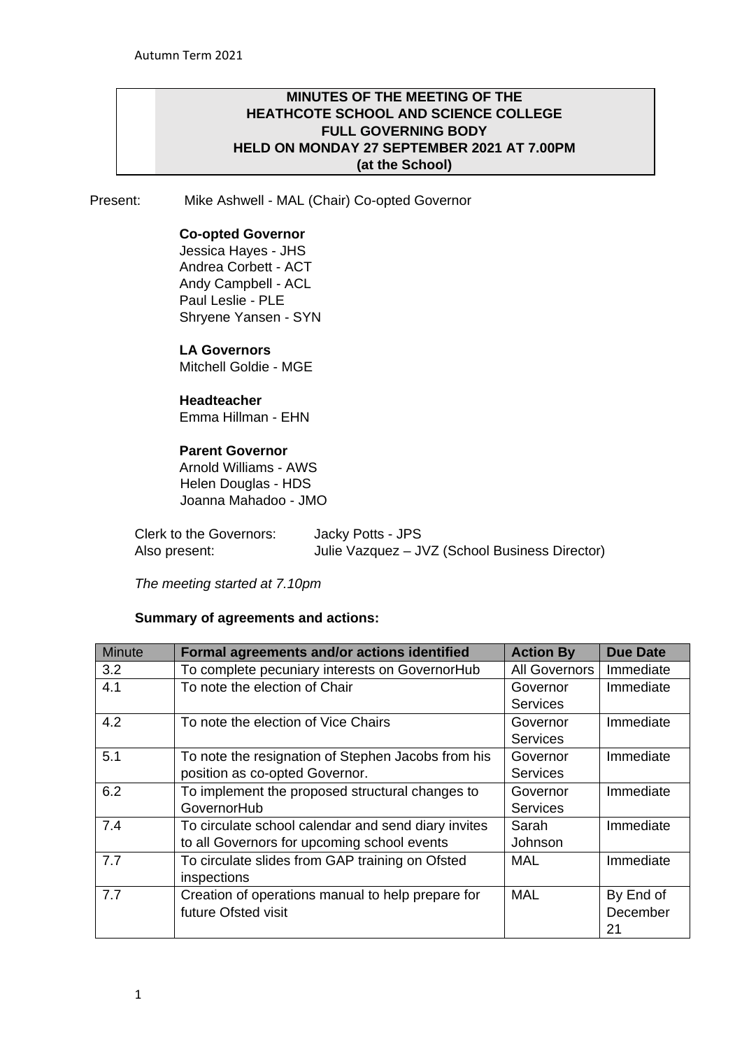**MINUTES OF THE MEETING OF THE HEATHCOTE SCHOOL AND SCIENCE COLLEGE FULL GOVERNING BODY HELD ON MONDAY 27 SEPTEMBER 2021 AT 7.00PM (at the School)**

Present: Mike Ashwell - MAL (Chair) Co-opted Governor

**Co-opted Governor**
Jessica Hayes - JHS
Andrea Corbett - ACT
Andy Campbell - ACL
Paul Leslie - PLE
Shryene Yansen - SYN

**LA Governors**
Mitchell Goldie - MGE

**Headteacher**
Emma Hillman - EHN

**Parent Governor**
Arnold Williams - AWS
Helen Douglas - HDS
Joanna Mahadoo - JMO

Clerk to the Governors: Jacky Potts - JPS
Also present: Julie Vazquez – JVZ (School Business Director)

*The meeting started at 7.10pm*

**Summary of agreements and actions:**

| Minute | Formal agreements and/or actions identified | Action By | Due Date |
|---|---|---|---|
| 3.2 | To complete pecuniary interests on GovernorHub | All Governors | Immediate |
| 4.1 | To note the election of Chair | Governor Services | Immediate |
| 4.2 | To note the election of Vice Chairs | Governor Services | Immediate |
| 5.1 | To note the resignation of Stephen Jacobs from his position as co-opted Governor. | Governor Services | Immediate |
| 6.2 | To implement the proposed structural changes to GovernorHub | Governor Services | Immediate |
| 7.4 | To circulate school calendar and send diary invites to all Governors for upcoming school events | Sarah Johnson | Immediate |
| 7.7 | To circulate slides from GAP training on Ofsted inspections | MAL | Immediate |
| 7.7 | Creation of operations manual to help prepare for future Ofsted visit | MAL | By End of December 21 |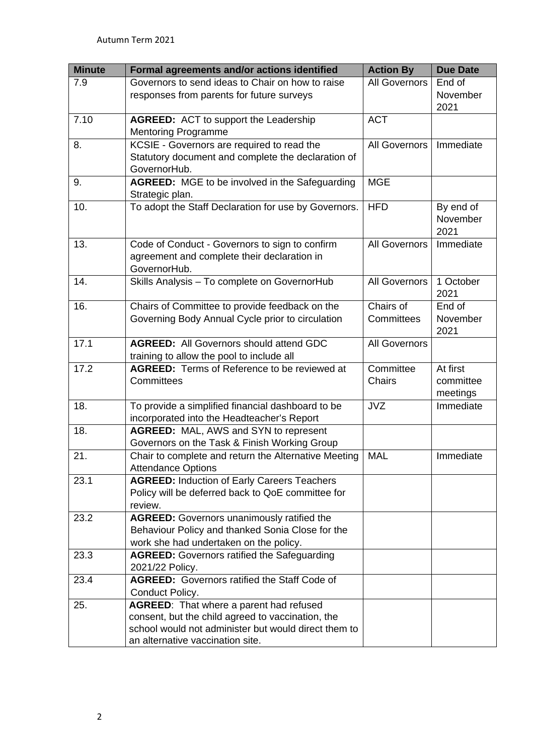| Minute | Formal agreements and/or actions identified | Action By | Due Date |
|---|---|---|---|
| 7.9 | Governors to send ideas to Chair on how to raise responses from parents for future surveys | All Governors | End of November 2021 |
| 7.10 | **AGREED:** ACT to support the Leadership Mentoring Programme | ACT | |
| 8. | KCSIE - Governors are required to read the Statutory document and complete the declaration of GovernorHub. | All Governors | Immediate |
| 9. | **AGREED:** MGE to be involved in the Safeguarding Strategic plan. | MGE | |
| 10. | To adopt the Staff Declaration for use by Governors. | HFD | By end of November 2021 |
| 13. | Code of Conduct - Governors to sign to confirm agreement and complete their declaration in GovernorHub. | All Governors | Immediate |
| 14. | Skills Analysis – To complete on GovernorHub | All Governors | 1 October 2021 |
| 16. | Chairs of Committee to provide feedback on the Governing Body Annual Cycle prior to circulation | Chairs of Committees | End of November 2021 |
| 17.1 | **AGREED:** All Governors should attend GDC training to allow the pool to include all | All Governors | |
| 17.2 | **AGREED:** Terms of Reference to be reviewed at Committees | Committee Chairs | At first committee meetings |
| 18. | To provide a simplified financial dashboard to be incorporated into the Headteacher's Report | JVZ | Immediate |
| 18. | **AGREED:** MAL, AWS and SYN to represent Governors on the Task & Finish Working Group | | |
| 21. | Chair to complete and return the Alternative Meeting Attendance Options | MAL | Immediate |
| 23.1 | **AGREED:** Induction of Early Careers Teachers Policy will be deferred back to QoE committee for review. | | |
| 23.2 | **AGREED:** Governors unanimously ratified the Behaviour Policy and thanked Sonia Close for the work she had undertaken on the policy. | | |
| 23.3 | **AGREED:** Governors ratified the Safeguarding 2021/22 Policy. | | |
| 23.4 | **AGREED:** Governors ratified the Staff Code of Conduct Policy. | | |
| 25. | **AGREED**: That where a parent had refused consent, but the child agreed to vaccination, the school would not administer but would direct them to an alternative vaccination site. | | |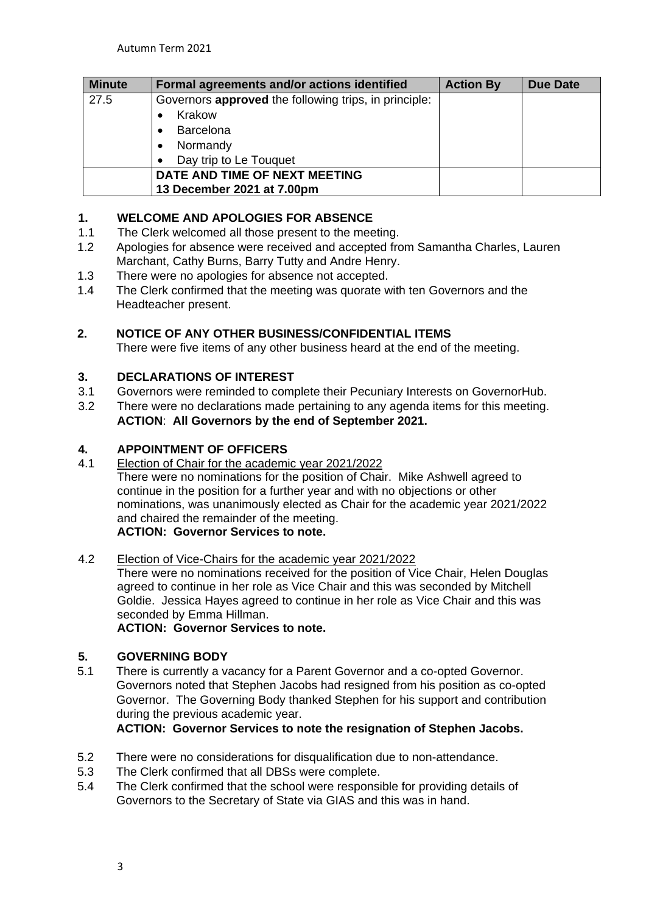| Minute | Formal agreements and/or actions identified | Action By | Due Date |
|---|---|---|---|
| 27.5 | Governors **approved** the following trips, in principle:<br>• Krakow<br>• Barcelona<br>• Normandy<br>• Day trip to Le Touquet | | |
| | **DATE AND TIME OF NEXT MEETING**<br>**13 December 2021 at 7.00pm** | | |

## 1. WELCOME AND APOLOGIES FOR ABSENCE

1.1 The Clerk welcomed all those present to the meeting.

1.2 Apologies for absence were received and accepted from Samantha Charles, Lauren Marchant, Cathy Burns, Barry Tutty and Andre Henry.

1.3 There were no apologies for absence not accepted.

1.4 The Clerk confirmed that the meeting was quorate with ten Governors and the Headteacher present.

## 2. NOTICE OF ANY OTHER BUSINESS/CONFIDENTIAL ITEMS

There were five items of any other business heard at the end of the meeting.

## 3. DECLARATIONS OF INTEREST

3.1 Governors were reminded to complete their Pecuniary Interests on GovernorHub.

3.2 There were no declarations made pertaining to any agenda items for this meeting.
**ACTION**: **All Governors by the end of September 2021.**

## 4. APPOINTMENT OF OFFICERS

4.1 Election of Chair for the academic year 2021/2022
There were no nominations for the position of Chair. Mike Ashwell agreed to continue in the position for a further year and with no objections or other nominations, was unanimously elected as Chair for the academic year 2021/2022 and chaired the remainder of the meeting.
**ACTION: Governor Services to note.**

4.2 Election of Vice-Chairs for the academic year 2021/2022
There were no nominations received for the position of Vice Chair, Helen Douglas agreed to continue in her role as Vice Chair and this was seconded by Mitchell Goldie. Jessica Hayes agreed to continue in her role as Vice Chair and this was seconded by Emma Hillman.
**ACTION: Governor Services to note.**

## 5. GOVERNING BODY

5.1 There is currently a vacancy for a Parent Governor and a co-opted Governor. Governors noted that Stephen Jacobs had resigned from his position as co-opted Governor. The Governing Body thanked Stephen for his support and contribution during the previous academic year.
**ACTION: Governor Services to note the resignation of Stephen Jacobs.**

5.2 There were no considerations for disqualification due to non-attendance.

5.3 The Clerk confirmed that all DBSs were complete.

5.4 The Clerk confirmed that the school were responsible for providing details of Governors to the Secretary of State via GIAS and this was in hand.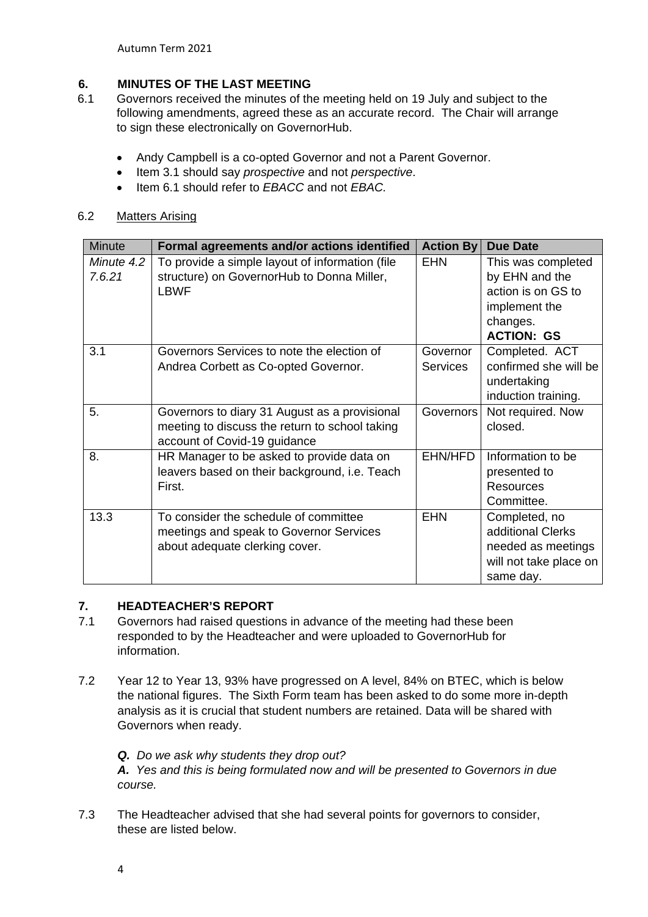## 6. MINUTES OF THE LAST MEETING

6.1 Governors received the minutes of the meeting held on 19 July and subject to the following amendments, agreed these as an accurate record. The Chair will arrange to sign these electronically on GovernorHub.

- Andy Campbell is a co-opted Governor and not a Parent Governor.
- Item 3.1 should say *prospective* and not *perspective*.
- Item 6.1 should refer to *EBACC* and not *EBAC.*

6.2 Matters Arising

| Minute | Formal agreements and/or actions identified | Action By | Due Date |
|---|---|---|---|
| *Minute 4.2 7.6.21* | To provide a simple layout of information (file structure) on GovernorHub to Donna Miller, LBWF | EHN | This was completed by EHN and the action is on GS to implement the changes. **ACTION: GS** |
| 3.1 | Governors Services to note the election of Andrea Corbett as Co-opted Governor. | Governor Services | Completed. ACT confirmed she will be undertaking induction training. |
| 5. | Governors to diary 31 August as a provisional meeting to discuss the return to school taking account of Covid-19 guidance | Governors | Not required. Now closed. |
| 8. | HR Manager to be asked to provide data on leavers based on their background, i.e. Teach First. | EHN/HFD | Information to be presented to Resources Committee. |
| 13.3 | To consider the schedule of committee meetings and speak to Governor Services about adequate clerking cover. | EHN | Completed, no additional Clerks needed as meetings will not take place on same day. |

## 7. HEADTEACHER'S REPORT

7.1 Governors had raised questions in advance of the meeting had these been responded to by the Headteacher and were uploaded to GovernorHub for information.

7.2 Year 12 to Year 13, 93% have progressed on A level, 84% on BTEC, which is below the national figures. The Sixth Form team has been asked to do some more in-depth analysis as it is crucial that student numbers are retained. Data will be shared with Governors when ready.

***Q.*** *Do we ask why students they drop out?*
***A.*** *Yes and this is being formulated now and will be presented to Governors in due course.*

7.3 The Headteacher advised that she had several points for governors to consider, these are listed below.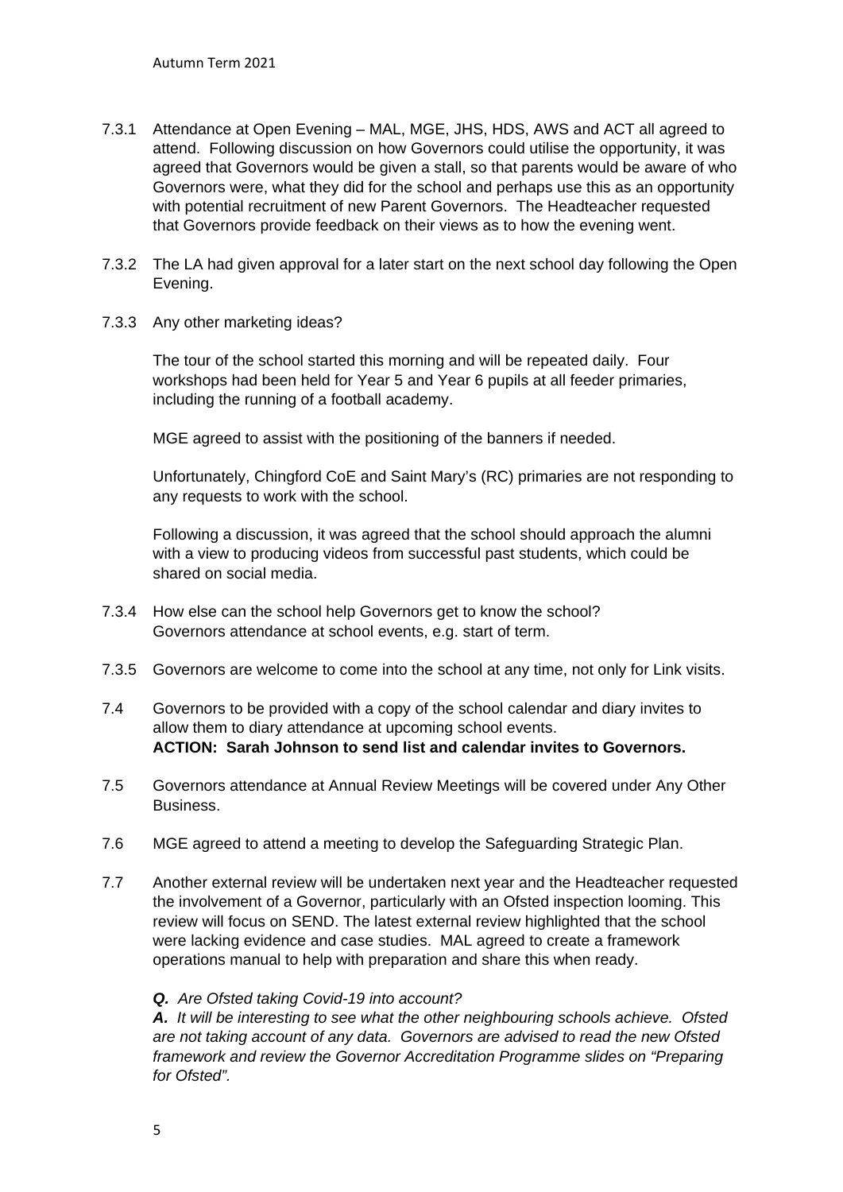7.3.1 Attendance at Open Evening – MAL, MGE, JHS, HDS, AWS and ACT all agreed to attend. Following discussion on how Governors could utilise the opportunity, it was agreed that Governors would be given a stall, so that parents would be aware of who Governors were, what they did for the school and perhaps use this as an opportunity with potential recruitment of new Parent Governors. The Headteacher requested that Governors provide feedback on their views as to how the evening went.

7.3.2 The LA had given approval for a later start on the next school day following the Open Evening.

7.3.3 Any other marketing ideas?

The tour of the school started this morning and will be repeated daily. Four workshops had been held for Year 5 and Year 6 pupils at all feeder primaries, including the running of a football academy.

MGE agreed to assist with the positioning of the banners if needed.

Unfortunately, Chingford CoE and Saint Mary's (RC) primaries are not responding to any requests to work with the school.

Following a discussion, it was agreed that the school should approach the alumni with a view to producing videos from successful past students, which could be shared on social media.

7.3.4 How else can the school help Governors get to know the school? Governors attendance at school events, e.g. start of term.

7.3.5 Governors are welcome to come into the school at any time, not only for Link visits.

7.4 Governors to be provided with a copy of the school calendar and diary invites to allow them to diary attendance at upcoming school events.
**ACTION: Sarah Johnson to send list and calendar invites to Governors.**

7.5 Governors attendance at Annual Review Meetings will be covered under Any Other Business.

7.6 MGE agreed to attend a meeting to develop the Safeguarding Strategic Plan.

7.7 Another external review will be undertaken next year and the Headteacher requested the involvement of a Governor, particularly with an Ofsted inspection looming. This review will focus on SEND. The latest external review highlighted that the school were lacking evidence and case studies. MAL agreed to create a framework operations manual to help with preparation and share this when ready.

***Q.*** *Are Ofsted taking Covid-19 into account?*
***A.*** *It will be interesting to see what the other neighbouring schools achieve. Ofsted are not taking account of any data. Governors are advised to read the new Ofsted framework and review the Governor Accreditation Programme slides on "Preparing for Ofsted".*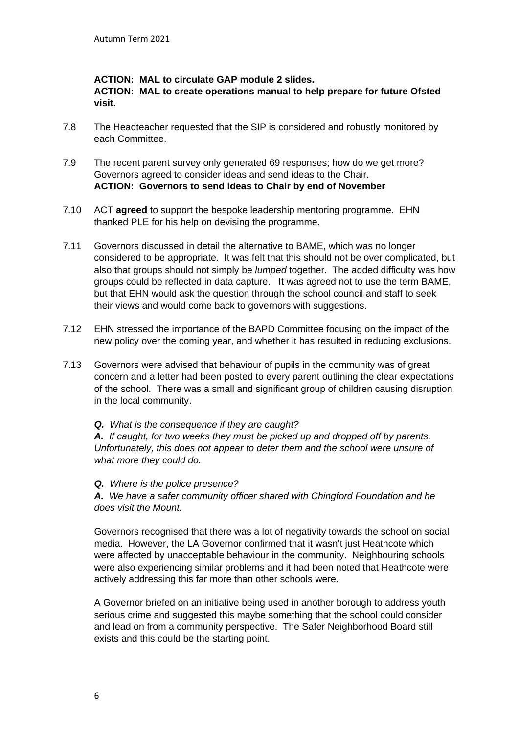**ACTION: MAL to circulate GAP module 2 slides.**
**ACTION: MAL to create operations manual to help prepare for future Ofsted visit.**

7.8 The Headteacher requested that the SIP is considered and robustly monitored by each Committee.

7.9 The recent parent survey only generated 69 responses; how do we get more? Governors agreed to consider ideas and send ideas to the Chair.
**ACTION: Governors to send ideas to Chair by end of November**

7.10 ACT **agreed** to support the bespoke leadership mentoring programme. EHN thanked PLE for his help on devising the programme.

7.11 Governors discussed in detail the alternative to BAME, which was no longer considered to be appropriate. It was felt that this should not be over complicated, but also that groups should not simply be *lumped* together. The added difficulty was how groups could be reflected in data capture. It was agreed not to use the term BAME, but that EHN would ask the question through the school council and staff to seek their views and would come back to governors with suggestions.

7.12 EHN stressed the importance of the BAPD Committee focusing on the impact of the new policy over the coming year, and whether it has resulted in reducing exclusions.

7.13 Governors were advised that behaviour of pupils in the community was of great concern and a letter had been posted to every parent outlining the clear expectations of the school. There was a small and significant group of children causing disruption in the local community.

***Q.*** *What is the consequence if they are caught?*
***A.*** *If caught, for two weeks they must be picked up and dropped off by parents. Unfortunately, this does not appear to deter them and the school were unsure of what more they could do.*

***Q.*** *Where is the police presence?*
***A.*** *We have a safer community officer shared with Chingford Foundation and he does visit the Mount.*

Governors recognised that there was a lot of negativity towards the school on social media. However, the LA Governor confirmed that it wasn't just Heathcote which were affected by unacceptable behaviour in the community. Neighbouring schools were also experiencing similar problems and it had been noted that Heathcote were actively addressing this far more than other schools were.

A Governor briefed on an initiative being used in another borough to address youth serious crime and suggested this maybe something that the school could consider and lead on from a community perspective. The Safer Neighborhood Board still exists and this could be the starting point.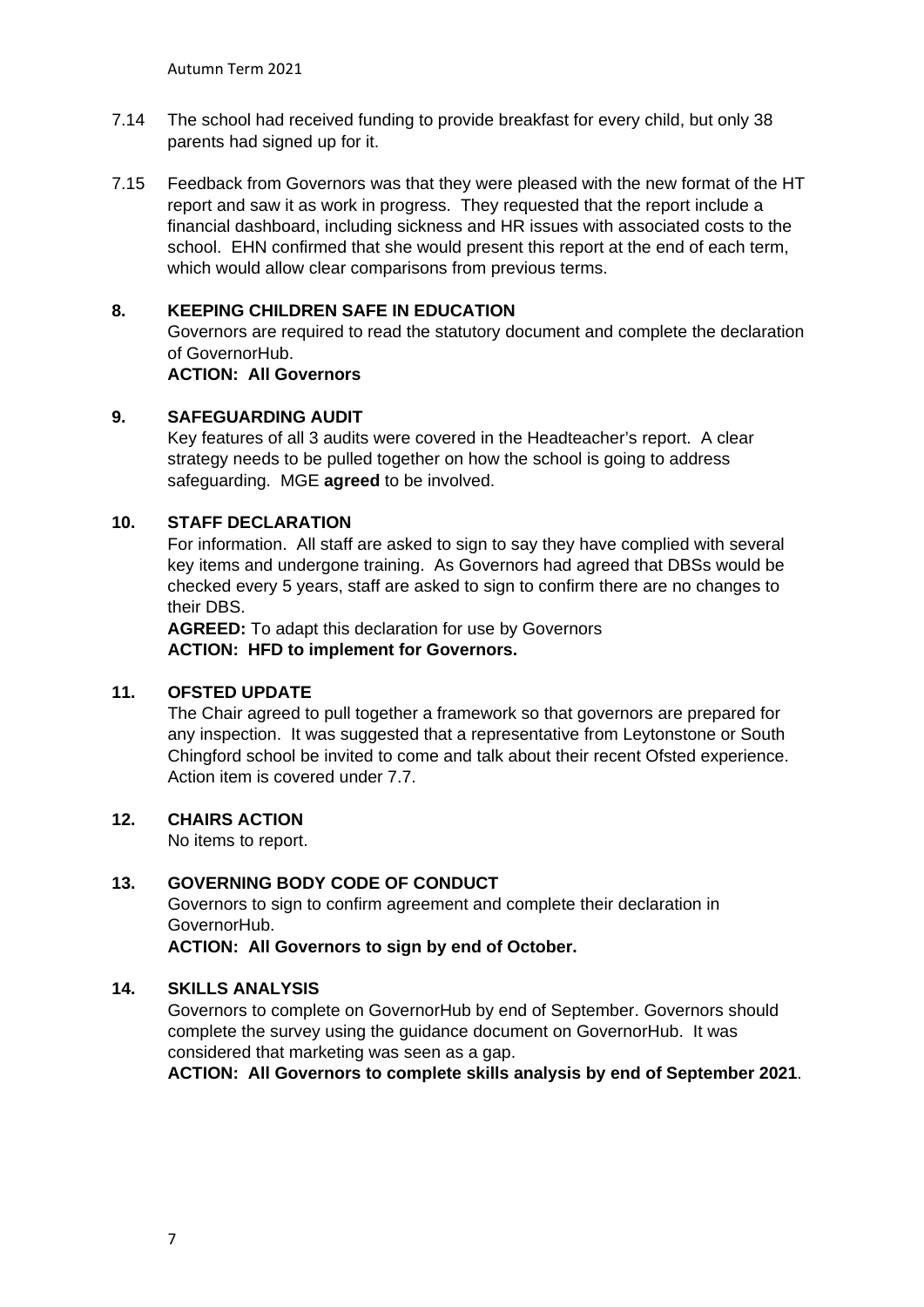7.14 The school had received funding to provide breakfast for every child, but only 38 parents had signed up for it.

7.15 Feedback from Governors was that they were pleased with the new format of the HT report and saw it as work in progress. They requested that the report include a financial dashboard, including sickness and HR issues with associated costs to the school. EHN confirmed that she would present this report at the end of each term, which would allow clear comparisons from previous terms.

## 8. KEEPING CHILDREN SAFE IN EDUCATION

Governors are required to read the statutory document and complete the declaration of GovernorHub.

**ACTION: All Governors**

## 9. SAFEGUARDING AUDIT

Key features of all 3 audits were covered in the Headteacher's report. A clear strategy needs to be pulled together on how the school is going to address safeguarding. MGE **agreed** to be involved.

## 10. STAFF DECLARATION

For information. All staff are asked to sign to say they have complied with several key items and undergone training. As Governors had agreed that DBSs would be checked every 5 years, staff are asked to sign to confirm there are no changes to their DBS.

**AGREED:** To adapt this declaration for use by Governors

**ACTION: HFD to implement for Governors.**

## 11. OFSTED UPDATE

The Chair agreed to pull together a framework so that governors are prepared for any inspection. It was suggested that a representative from Leytonstone or South Chingford school be invited to come and talk about their recent Ofsted experience. Action item is covered under 7.7.

## 12. CHAIRS ACTION

No items to report.

## 13. GOVERNING BODY CODE OF CONDUCT

Governors to sign to confirm agreement and complete their declaration in GovernorHub.

**ACTION: All Governors to sign by end of October.**

## 14. SKILLS ANALYSIS

Governors to complete on GovernorHub by end of September. Governors should complete the survey using the guidance document on GovernorHub. It was considered that marketing was seen as a gap.

**ACTION: All Governors to complete skills analysis by end of September 2021**.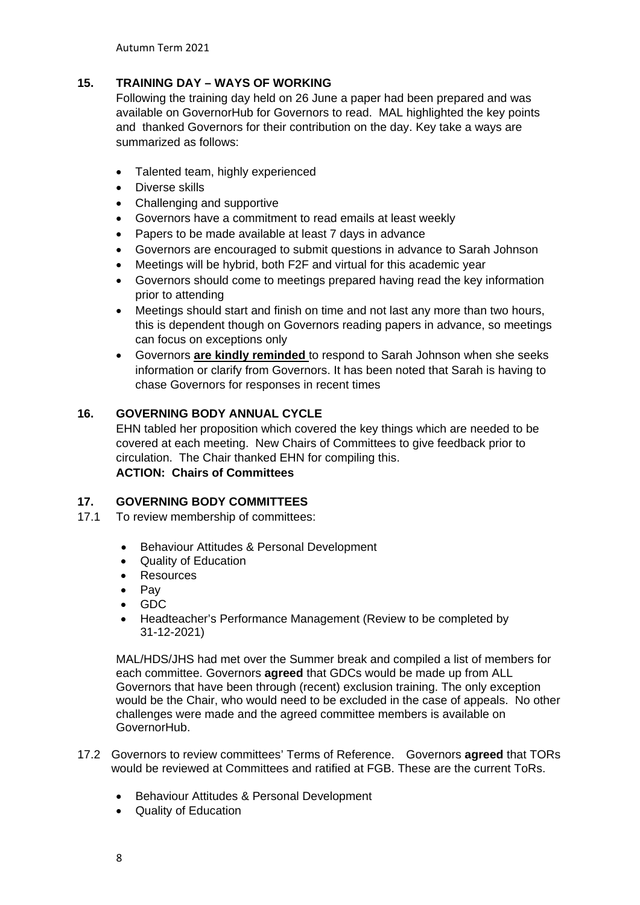## 15. TRAINING DAY – WAYS OF WORKING

Following the training day held on 26 June a paper had been prepared and was available on GovernorHub for Governors to read. MAL highlighted the key points and thanked Governors for their contribution on the day. Key take a ways are summarized as follows:

- Talented team, highly experienced
- Diverse skills
- Challenging and supportive
- Governors have a commitment to read emails at least weekly
- Papers to be made available at least 7 days in advance
- Governors are encouraged to submit questions in advance to Sarah Johnson
- Meetings will be hybrid, both F2F and virtual for this academic year
- Governors should come to meetings prepared having read the key information prior to attending
- Meetings should start and finish on time and not last any more than two hours, this is dependent though on Governors reading papers in advance, so meetings can focus on exceptions only
- Governors **are kindly reminded** to respond to Sarah Johnson when she seeks information or clarify from Governors. It has been noted that Sarah is having to chase Governors for responses in recent times

## 16. GOVERNING BODY ANNUAL CYCLE

EHN tabled her proposition which covered the key things which are needed to be covered at each meeting. New Chairs of Committees to give feedback prior to circulation. The Chair thanked EHN for compiling this.

**ACTION: Chairs of Committees**

## 17. GOVERNING BODY COMMITTEES

17.1 To review membership of committees:

- Behaviour Attitudes & Personal Development
- Quality of Education
- Resources
- Pay
- GDC
- Headteacher's Performance Management (Review to be completed by 31-12-2021)

MAL/HDS/JHS had met over the Summer break and compiled a list of members for each committee. Governors **agreed** that GDCs would be made up from ALL Governors that have been through (recent) exclusion training. The only exception would be the Chair, who would need to be excluded in the case of appeals. No other challenges were made and the agreed committee members is available on GovernorHub.

17.2 Governors to review committees' Terms of Reference. Governors **agreed** that TORs would be reviewed at Committees and ratified at FGB. These are the current ToRs.

- Behaviour Attitudes & Personal Development
- Quality of Education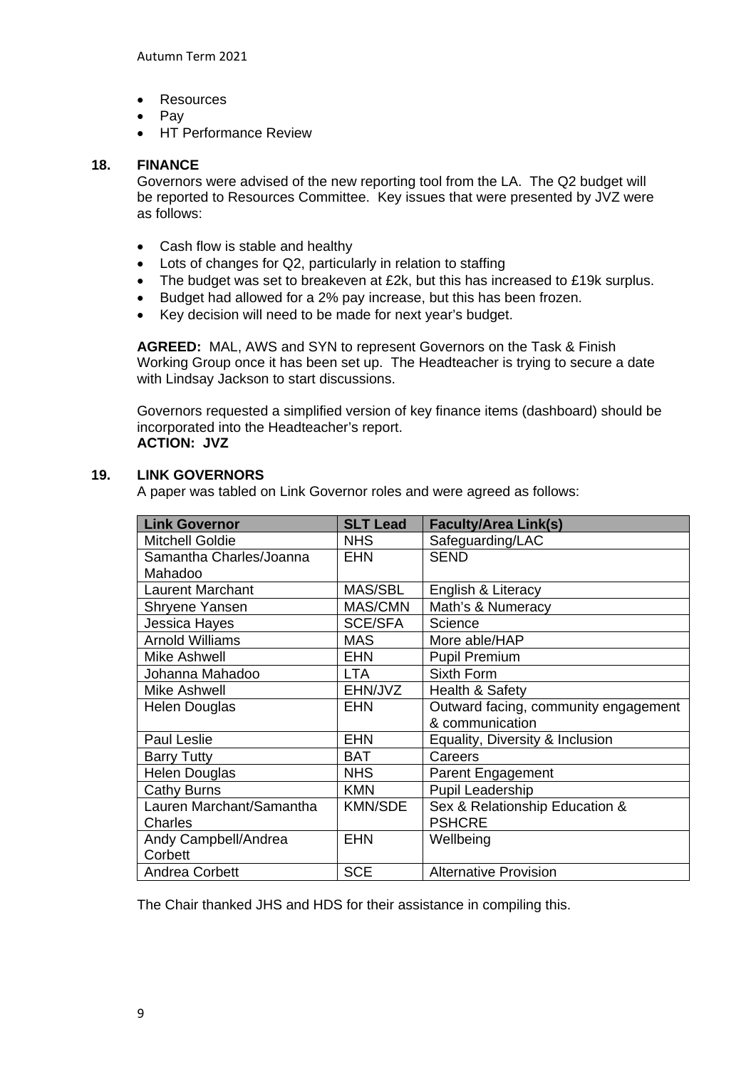- Resources
- Pay
- HT Performance Review

## 18. FINANCE

Governors were advised of the new reporting tool from the LA. The Q2 budget will be reported to Resources Committee. Key issues that were presented by JVZ were as follows:

- Cash flow is stable and healthy
- Lots of changes for Q2, particularly in relation to staffing
- The budget was set to breakeven at £2k, but this has increased to £19k surplus.
- Budget had allowed for a 2% pay increase, but this has been frozen.
- Key decision will need to be made for next year's budget.

**AGREED:** MAL, AWS and SYN to represent Governors on the Task & Finish Working Group once it has been set up. The Headteacher is trying to secure a date with Lindsay Jackson to start discussions.

Governors requested a simplified version of key finance items (dashboard) should be incorporated into the Headteacher's report.
**ACTION: JVZ**

## 19. LINK GOVERNORS

A paper was tabled on Link Governor roles and were agreed as follows:

| Link Governor | SLT Lead | Faculty/Area Link(s) |
|---|---|---|
| Mitchell Goldie | NHS | Safeguarding/LAC |
| Samantha Charles/Joanna Mahadoo | EHN | SEND |
| Laurent Marchant | MAS/SBL | English & Literacy |
| Shryene Yansen | MAS/CMN | Math's & Numeracy |
| Jessica Hayes | SCE/SFA | Science |
| Arnold Williams | MAS | More able/HAP |
| Mike Ashwell | EHN | Pupil Premium |
| Johanna Mahadoo | LTA | Sixth Form |
| Mike Ashwell | EHN/JVZ | Health & Safety |
| Helen Douglas | EHN | Outward facing, community engagement & communication |
| Paul Leslie | EHN | Equality, Diversity & Inclusion |
| Barry Tutty | BAT | Careers |
| Helen Douglas | NHS | Parent Engagement |
| Cathy Burns | KMN | Pupil Leadership |
| Lauren Marchant/Samantha Charles | KMN/SDE | Sex & Relationship Education & PSHCRE |
| Andy Campbell/Andrea Corbett | EHN | Wellbeing |
| Andrea Corbett | SCE | Alternative Provision |

The Chair thanked JHS and HDS for their assistance in compiling this.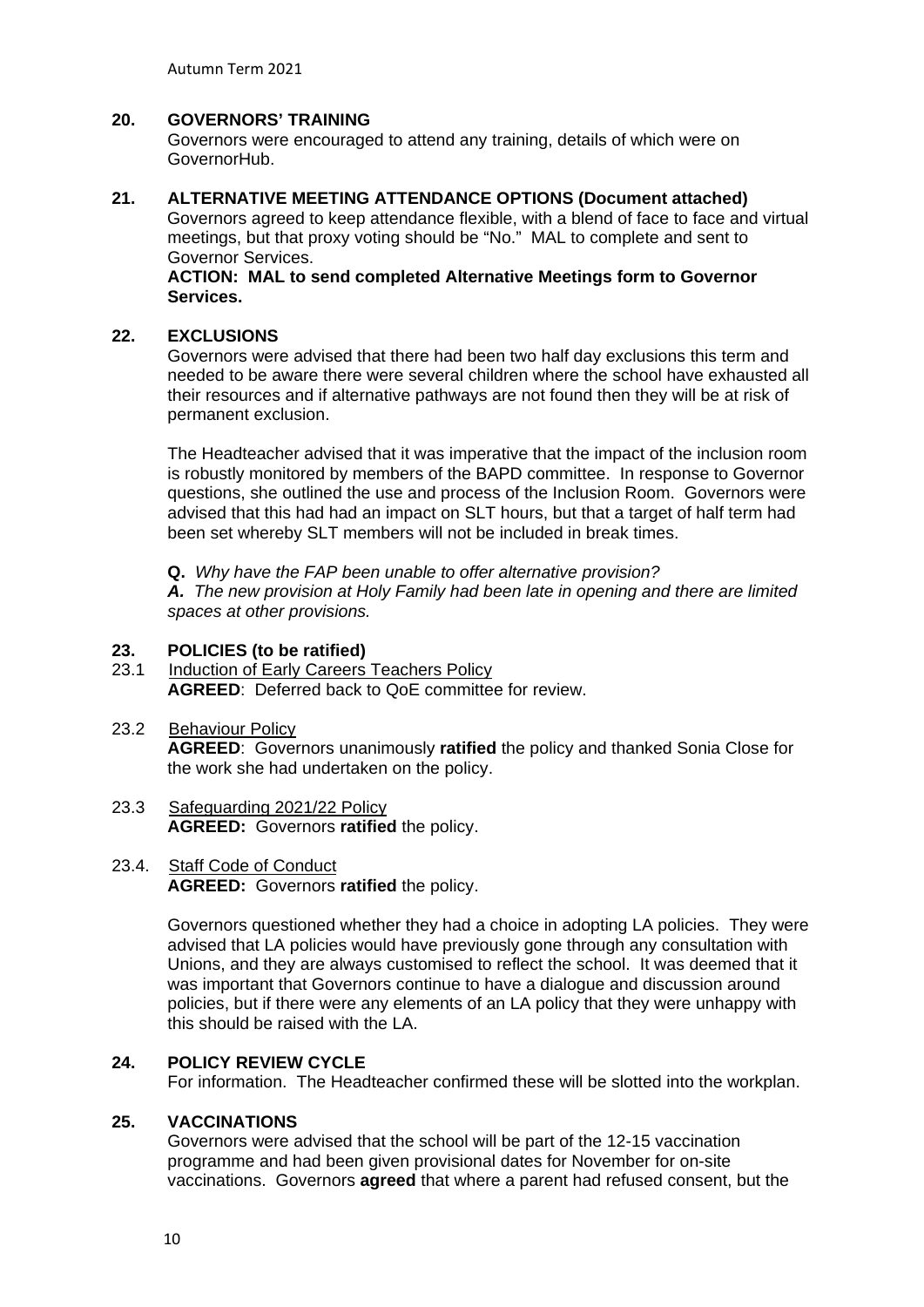## 20. GOVERNORS' TRAINING

Governors were encouraged to attend any training, details of which were on GovernorHub.

## 21. ALTERNATIVE MEETING ATTENDANCE OPTIONS (Document attached)

Governors agreed to keep attendance flexible, with a blend of face to face and virtual meetings, but that proxy voting should be "No." MAL to complete and sent to Governor Services.

**ACTION: MAL to send completed Alternative Meetings form to Governor Services.**

## 22. EXCLUSIONS

Governors were advised that there had been two half day exclusions this term and needed to be aware there were several children where the school have exhausted all their resources and if alternative pathways are not found then they will be at risk of permanent exclusion.

The Headteacher advised that it was imperative that the impact of the inclusion room is robustly monitored by members of the BAPD committee. In response to Governor questions, she outlined the use and process of the Inclusion Room. Governors were advised that this had had an impact on SLT hours, but that a target of half term had been set whereby SLT members will not be included in break times.

**Q.** *Why have the FAP been unable to offer alternative provision?*
***A.*** *The new provision at Holy Family had been late in opening and there are limited spaces at other provisions.*

## 23. POLICIES (to be ratified)

23.1 Induction of Early Careers Teachers Policy
**AGREED**: Deferred back to QoE committee for review.

23.2 Behaviour Policy
**AGREED**: Governors unanimously **ratified** the policy and thanked Sonia Close for the work she had undertaken on the policy.

23.3 Safeguarding 2021/22 Policy
**AGREED:** Governors **ratified** the policy.

23.4. Staff Code of Conduct
**AGREED:** Governors **ratified** the policy.

Governors questioned whether they had a choice in adopting LA policies. They were advised that LA policies would have previously gone through any consultation with Unions, and they are always customised to reflect the school. It was deemed that it was important that Governors continue to have a dialogue and discussion around policies, but if there were any elements of an LA policy that they were unhappy with this should be raised with the LA.

## 24. POLICY REVIEW CYCLE

For information. The Headteacher confirmed these will be slotted into the workplan.

## 25. VACCINATIONS

Governors were advised that the school will be part of the 12-15 vaccination programme and had been given provisional dates for November for on-site vaccinations. Governors **agreed** that where a parent had refused consent, but the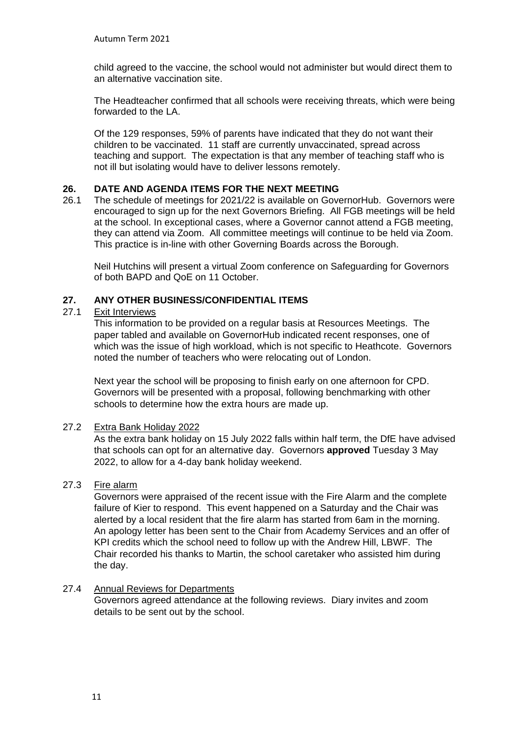child agreed to the vaccine, the school would not administer but would direct them to an alternative vaccination site.

The Headteacher confirmed that all schools were receiving threats, which were being forwarded to the LA.

Of the 129 responses, 59% of parents have indicated that they do not want their children to be vaccinated. 11 staff are currently unvaccinated, spread across teaching and support. The expectation is that any member of teaching staff who is not ill but isolating would have to deliver lessons remotely.

## 26. DATE AND AGENDA ITEMS FOR THE NEXT MEETING

26.1 The schedule of meetings for 2021/22 is available on GovernorHub. Governors were encouraged to sign up for the next Governors Briefing. All FGB meetings will be held at the school. In exceptional cases, where a Governor cannot attend a FGB meeting, they can attend via Zoom. All committee meetings will continue to be held via Zoom. This practice is in-line with other Governing Boards across the Borough.

Neil Hutchins will present a virtual Zoom conference on Safeguarding for Governors of both BAPD and QoE on 11 October.

## 27. ANY OTHER BUSINESS/CONFIDENTIAL ITEMS

27.1 Exit Interviews

This information to be provided on a regular basis at Resources Meetings. The paper tabled and available on GovernorHub indicated recent responses, one of which was the issue of high workload, which is not specific to Heathcote. Governors noted the number of teachers who were relocating out of London.

Next year the school will be proposing to finish early on one afternoon for CPD. Governors will be presented with a proposal, following benchmarking with other schools to determine how the extra hours are made up.

27.2 Extra Bank Holiday 2022

As the extra bank holiday on 15 July 2022 falls within half term, the DfE have advised that schools can opt for an alternative day. Governors **approved** Tuesday 3 May 2022, to allow for a 4-day bank holiday weekend.

27.3 Fire alarm

Governors were appraised of the recent issue with the Fire Alarm and the complete failure of Kier to respond. This event happened on a Saturday and the Chair was alerted by a local resident that the fire alarm has started from 6am in the morning. An apology letter has been sent to the Chair from Academy Services and an offer of KPI credits which the school need to follow up with the Andrew Hill, LBWF. The Chair recorded his thanks to Martin, the school caretaker who assisted him during the day.

27.4 Annual Reviews for Departments

Governors agreed attendance at the following reviews. Diary invites and zoom details to be sent out by the school.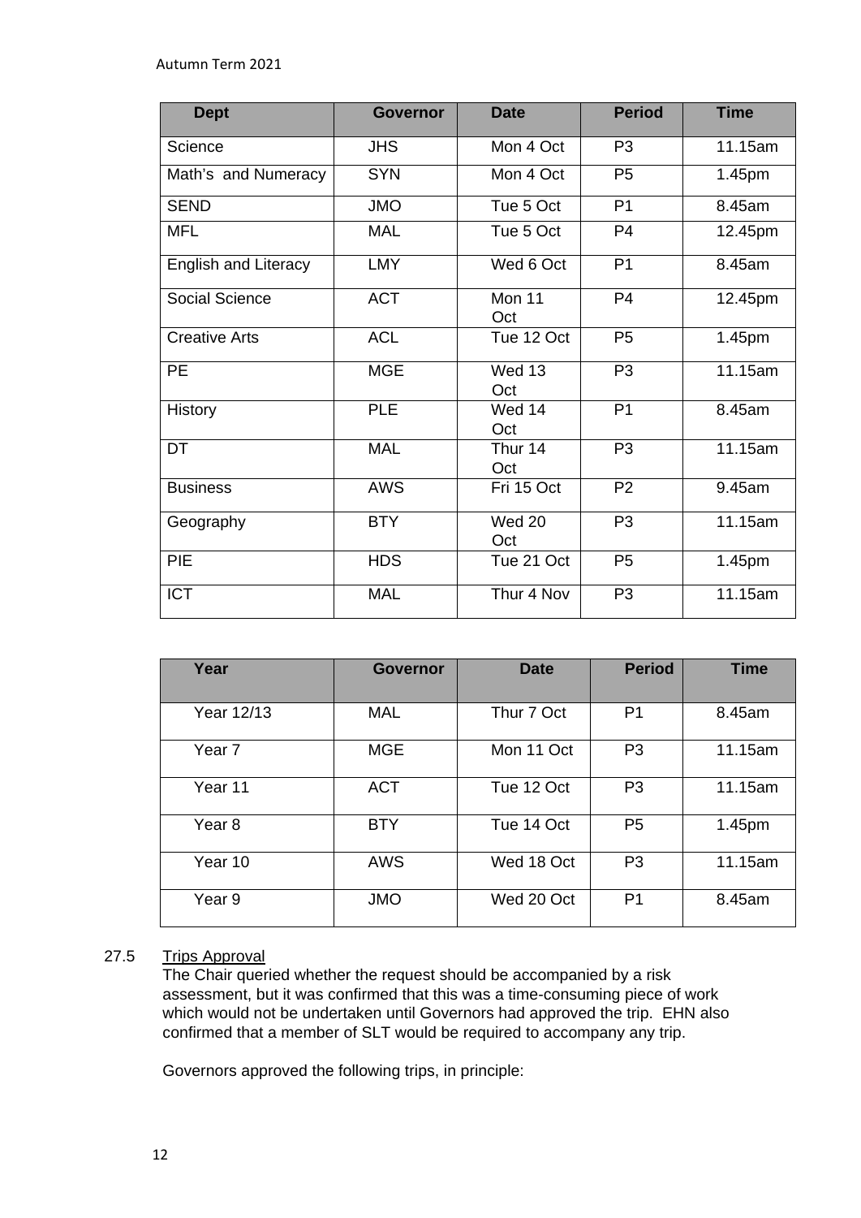Autumn Term 2021

| Dept | Governor | Date | Period | Time |
|---|---|---|---|---|
| Science | JHS | Mon 4 Oct | P3 | 11.15am |
| Math's and Numeracy | SYN | Mon 4 Oct | P5 | 1.45pm |
| SEND | JMO | Tue 5 Oct | P1 | 8.45am |
| MFL | MAL | Tue 5 Oct | P4 | 12.45pm |
| English and Literacy | LMY | Wed 6 Oct | P1 | 8.45am |
| Social Science | ACT | Mon 11 Oct | P4 | 12.45pm |
| Creative Arts | ACL | Tue 12 Oct | P5 | 1.45pm |
| PE | MGE | Wed 13 Oct | P3 | 11.15am |
| History | PLE | Wed 14 Oct | P1 | 8.45am |
| DT | MAL | Thur 14 Oct | P3 | 11.15am |
| Business | AWS | Fri 15 Oct | P2 | 9.45am |
| Geography | BTY | Wed 20 Oct | P3 | 11.15am |
| PIE | HDS | Tue 21 Oct | P5 | 1.45pm |
| ICT | MAL | Thur 4 Nov | P3 | 11.15am |

| Year | Governor | Date | Period | Time |
|---|---|---|---|---|
| Year 12/13 | MAL | Thur 7 Oct | P1 | 8.45am |
| Year 7 | MGE | Mon 11 Oct | P3 | 11.15am |
| Year 11 | ACT | Tue 12 Oct | P3 | 11.15am |
| Year 8 | BTY | Tue 14 Oct | P5 | 1.45pm |
| Year 10 | AWS | Wed 18 Oct | P3 | 11.15am |
| Year 9 | JMO | Wed 20 Oct | P1 | 8.45am |

27.5 Trips Approval

The Chair queried whether the request should be accompanied by a risk assessment, but it was confirmed that this was a time-consuming piece of work which would not be undertaken until Governors had approved the trip. EHN also confirmed that a member of SLT would be required to accompany any trip.

Governors approved the following trips, in principle: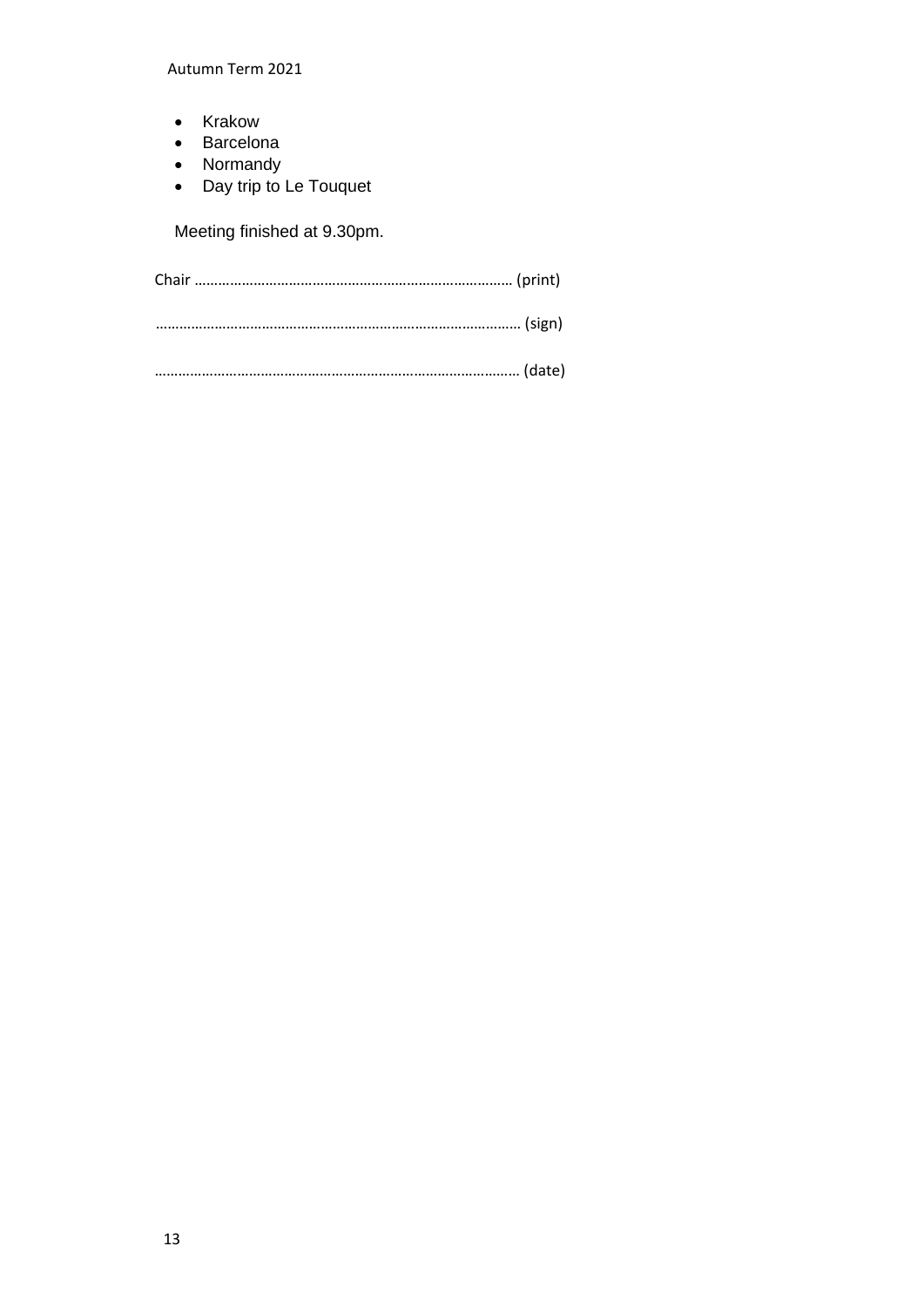Autumn Term 2021

- Krakow
- Barcelona
- Normandy
- Day trip to Le Touquet

Meeting finished at 9.30pm.

Chair ……………………………………………………………………… (print)

………………………………………………………………………………… (sign)

………………………………………………………………………………… (date)